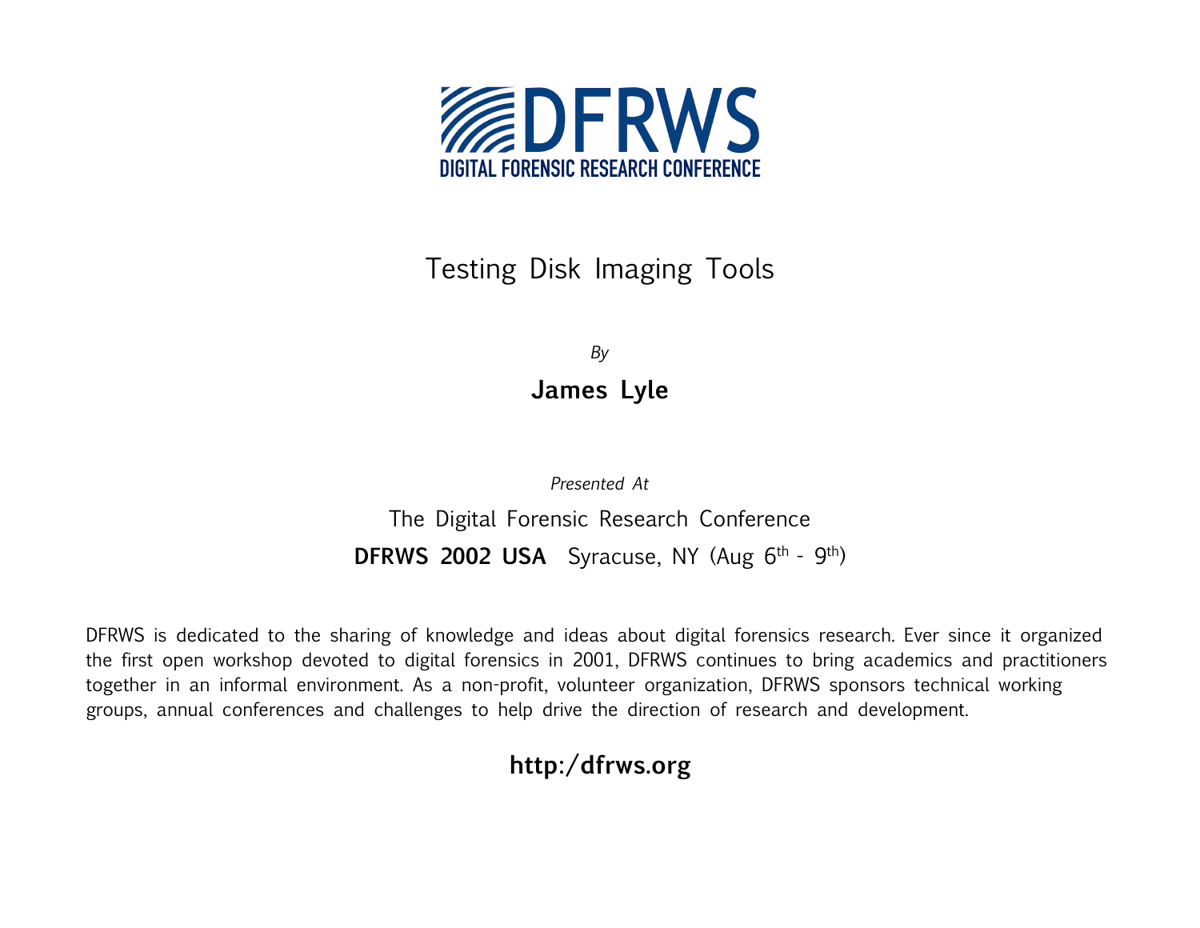# DFRWS

**DIGITAL FORENSIC RESEARCH CONFERENCE**

## Testing Disk Imaging Tools

*By*

**James Lyle**

*Presented At*

The Digital Forensic Research Conference

**DFRWS 2002 USA** Syracuse, NY (Aug 6th - 9th)

DFRWS is dedicated to the sharing of knowledge and ideas about digital forensics research. Ever since it organized the first open workshop devoted to digital forensics in 2001, DFRWS continues to bring academics and practitioners together in an informal environment. As a non-profit, volunteer organization, DFRWS sponsors technical working groups, annual conferences and challenges to help drive the direction of research and development.

**http:/dfrws.org**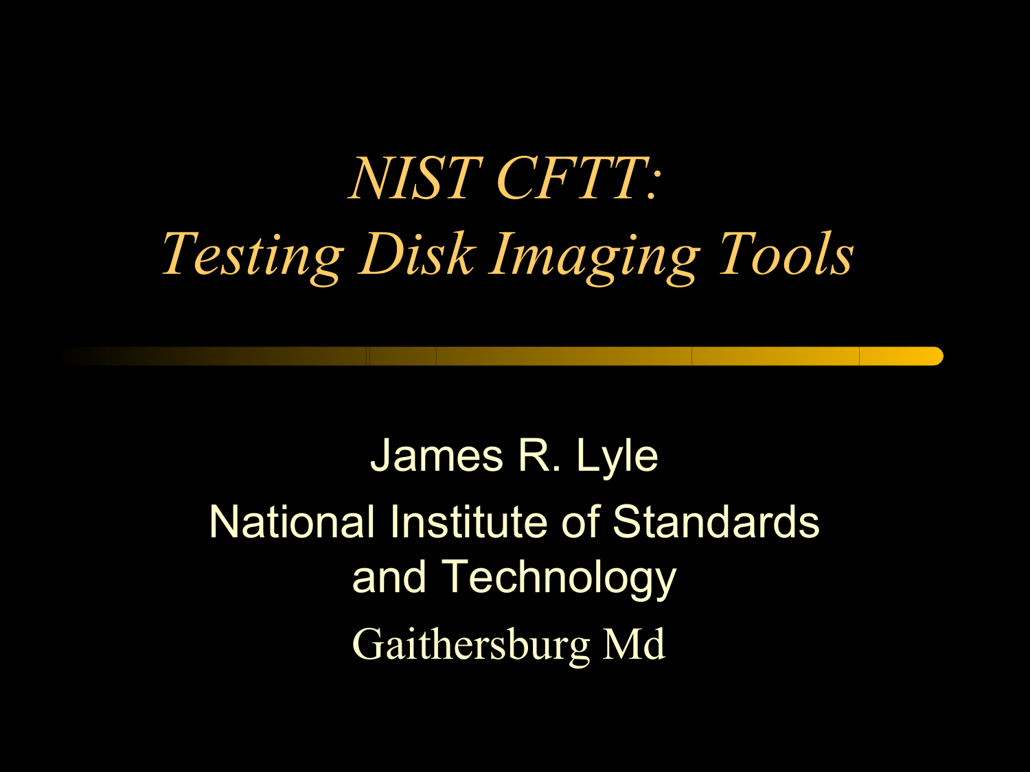# *NIST CFTT: Testing Disk Imaging Tools*

James R. Lyle

National Institute of Standards and Technology

Gaithersburg Md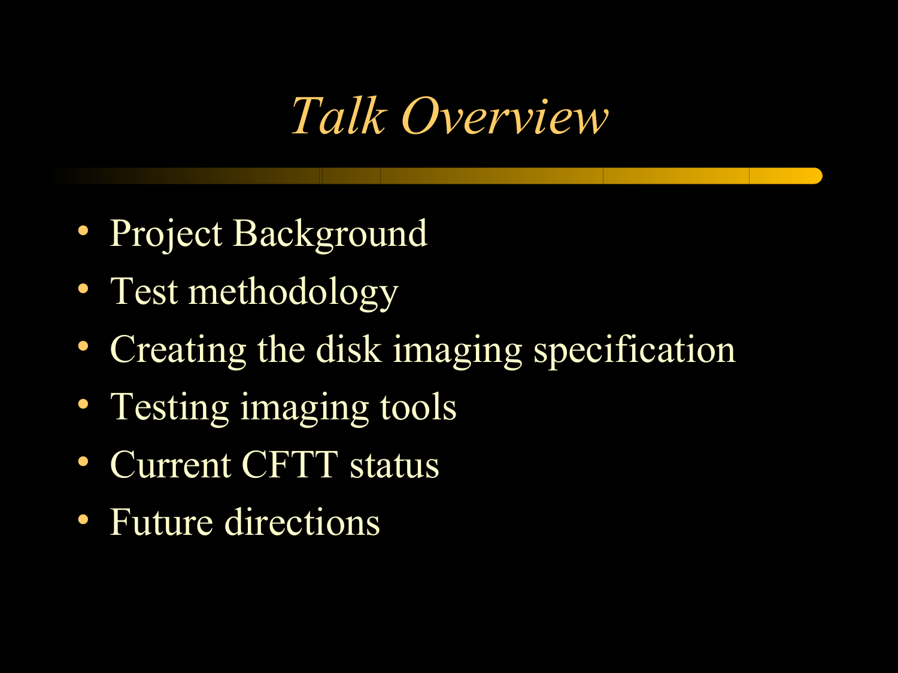# *Talk Overview*

- Project Background
- Test methodology
- Creating the disk imaging specification
- Testing imaging tools
- Current CFTT status
- Future directions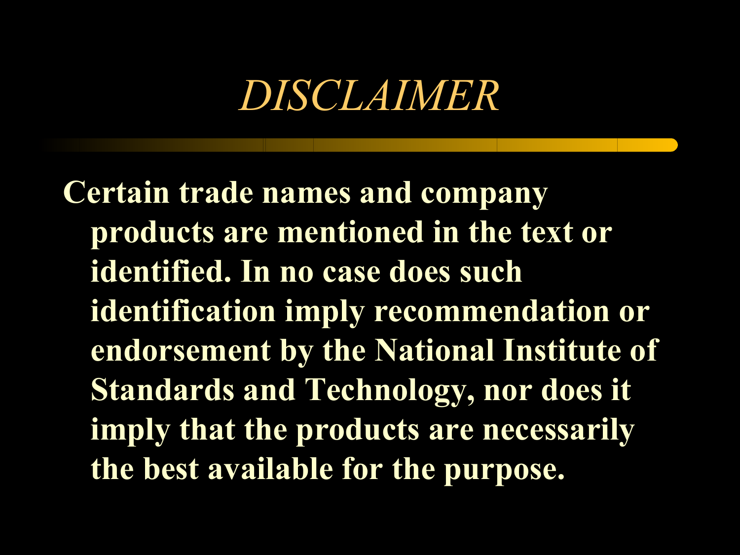# *DISCLAIMER*

**Certain trade names and company products are mentioned in the text or identified. In no case does such identification imply recommendation or endorsement by the National Institute of Standards and Technology, nor does it imply that the products are necessarily the best available for the purpose.**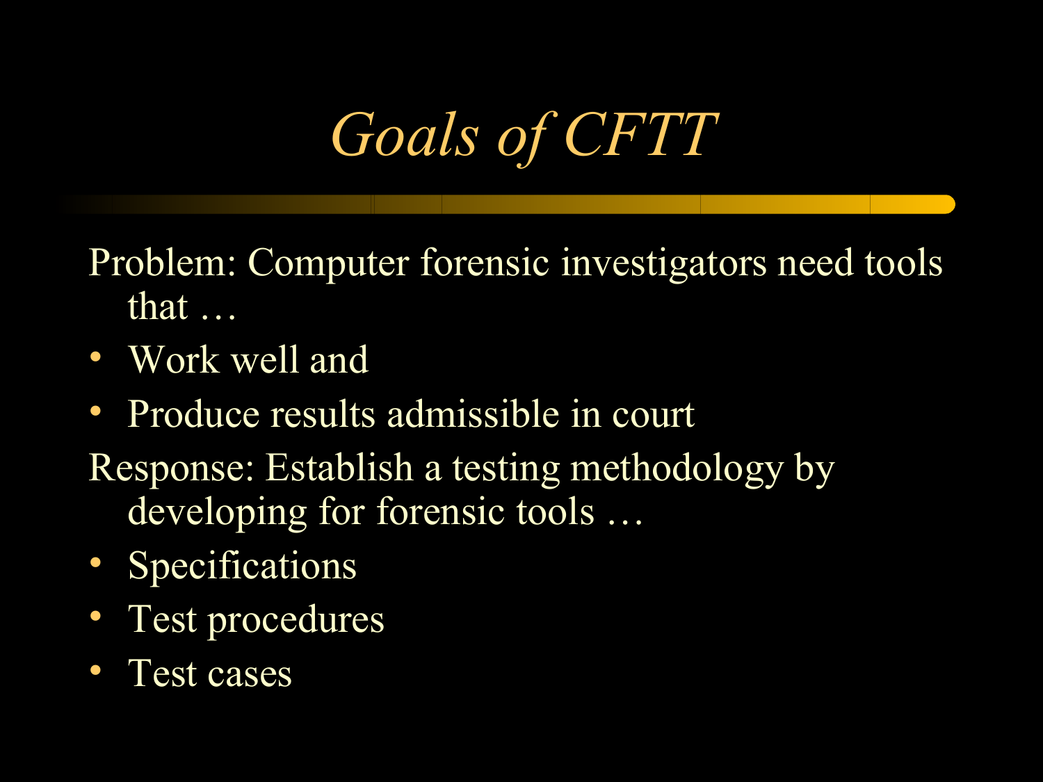# *Goals of CFTT*

Problem: Computer forensic investigators need tools that …

- Work well and
- Produce results admissible in court

Response: Establish a testing methodology by developing for forensic tools …

- Specifications
- Test procedures
- Test cases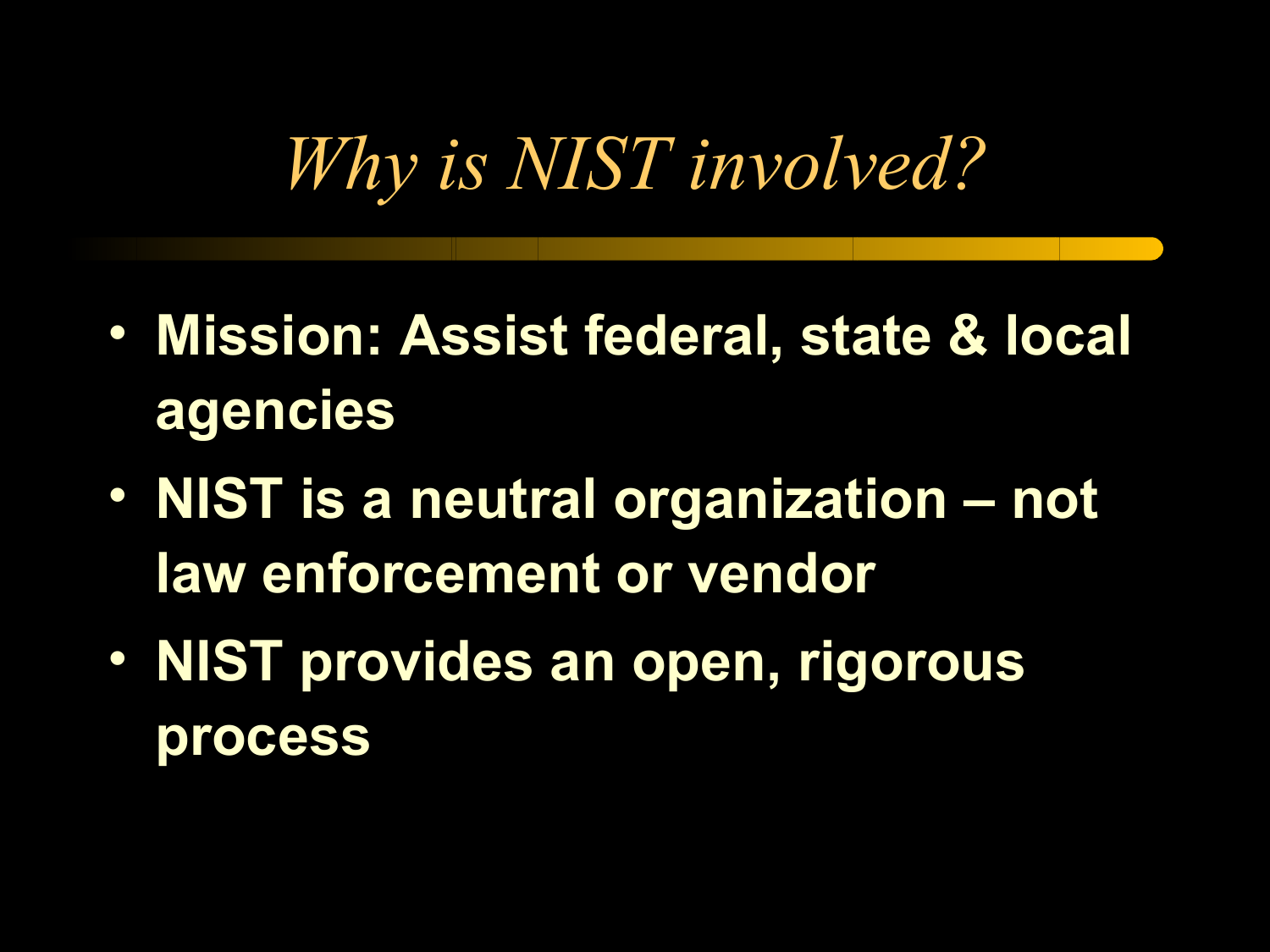# *Why is NIST involved?*

- **Mission: Assist federal, state & local agencies**
- **NIST is a neutral organization – not law enforcement or vendor**
- **NIST provides an open, rigorous process**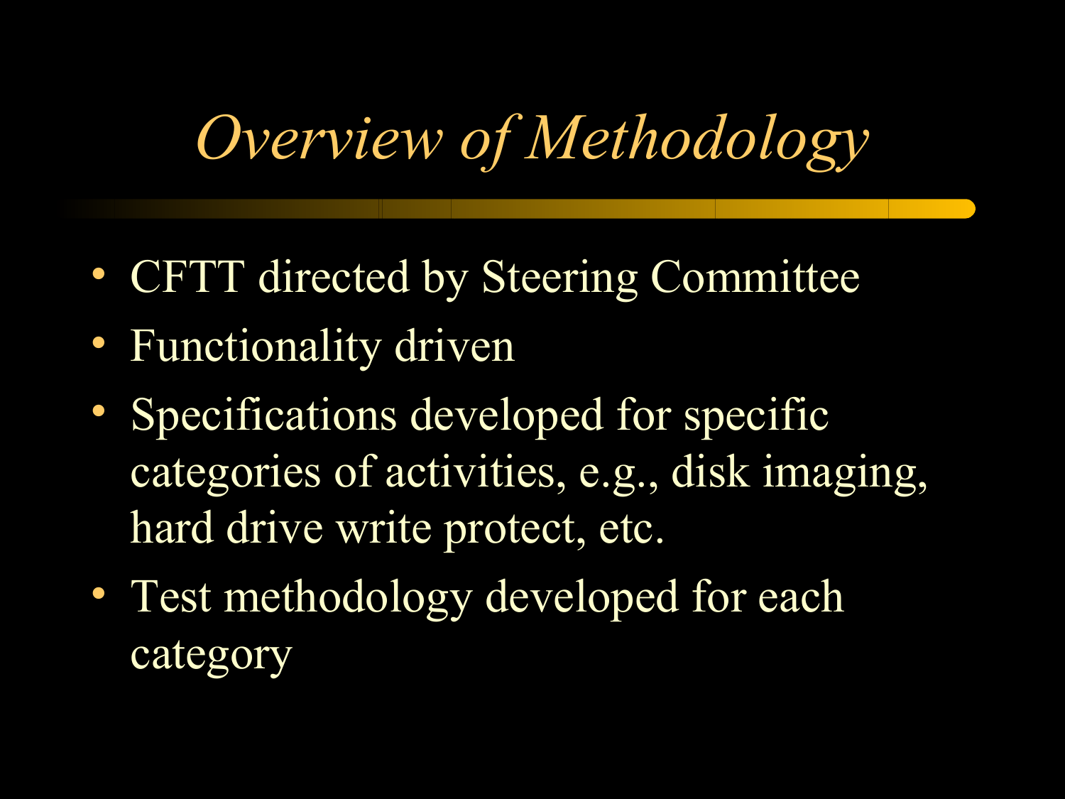# *Overview of Methodology*

- CFTT directed by Steering Committee
- Functionality driven
- Specifications developed for specific categories of activities, e.g., disk imaging, hard drive write protect, etc.
- Test methodology developed for each category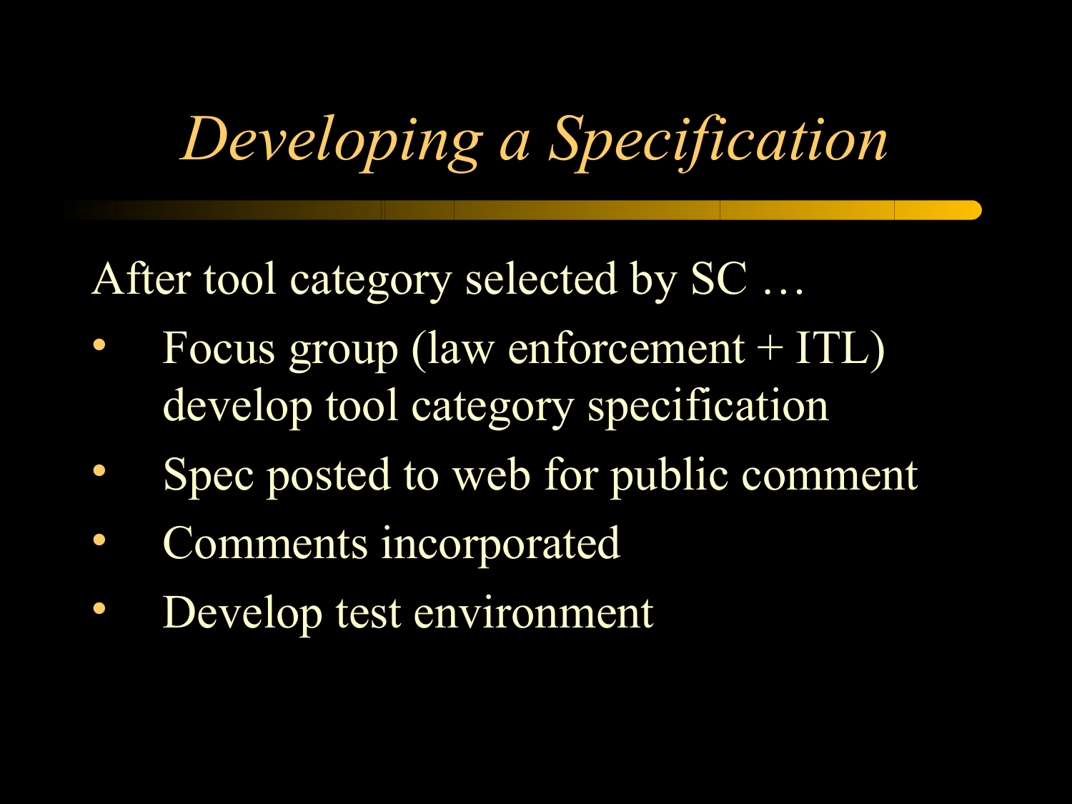# *Developing a Specification*

After tool category selected by SC …

- Focus group (law enforcement + ITL) develop tool category specification
- Spec posted to web for public comment
- Comments incorporated
- Develop test environment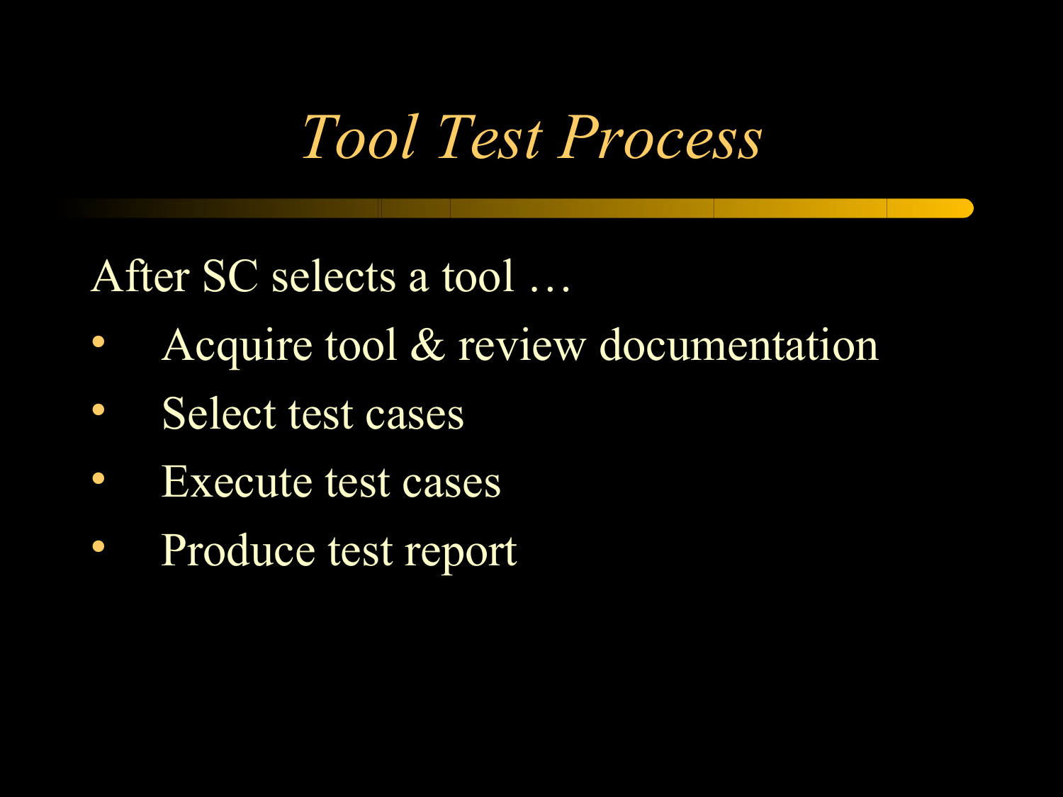# *Tool Test Process*

After SC selects a tool …

- Acquire tool & review documentation
- Select test cases
- Execute test cases
- Produce test report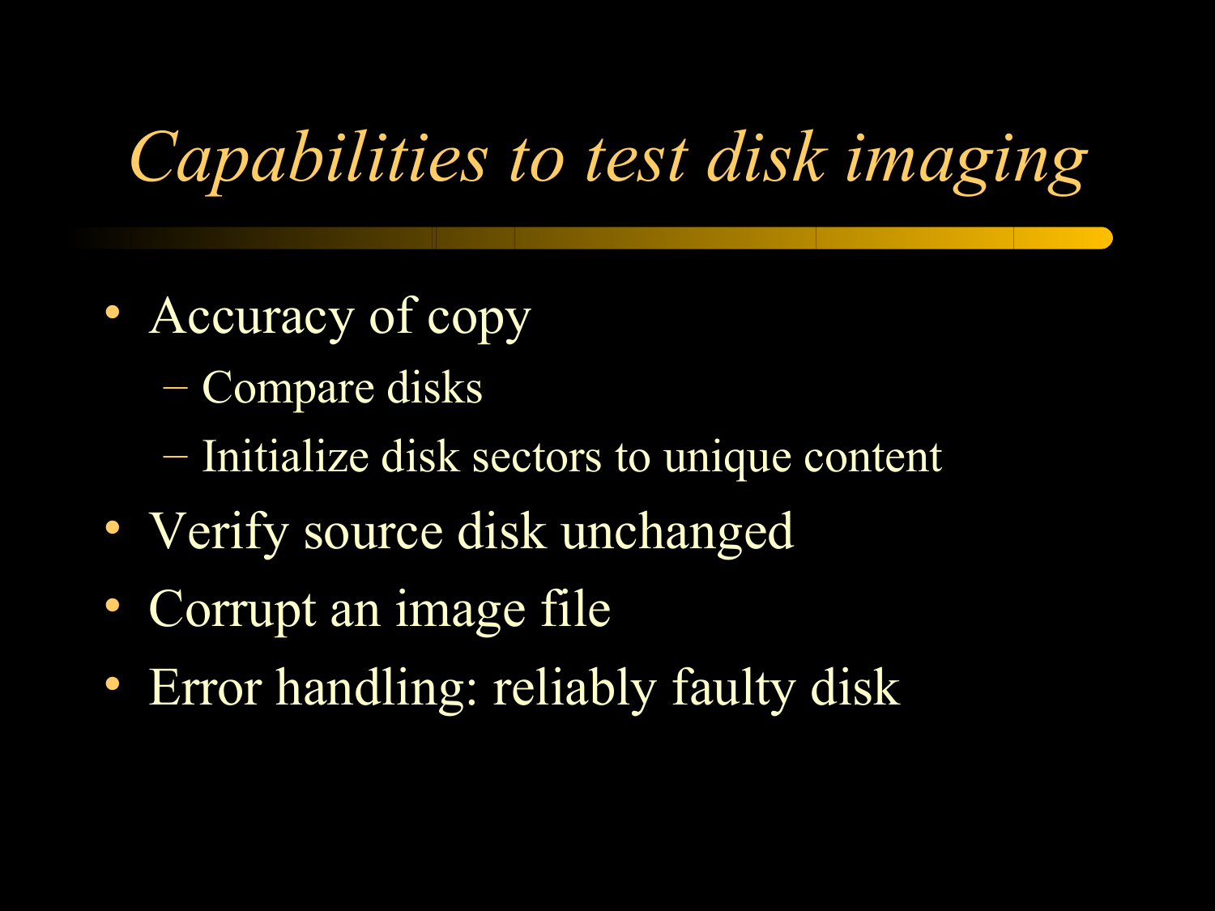# *Capabilities to test disk imaging*

- Accuracy of copy
  - Compare disks
  - Initialize disk sectors to unique content
- Verify source disk unchanged
- Corrupt an image file
- Error handling: reliably faulty disk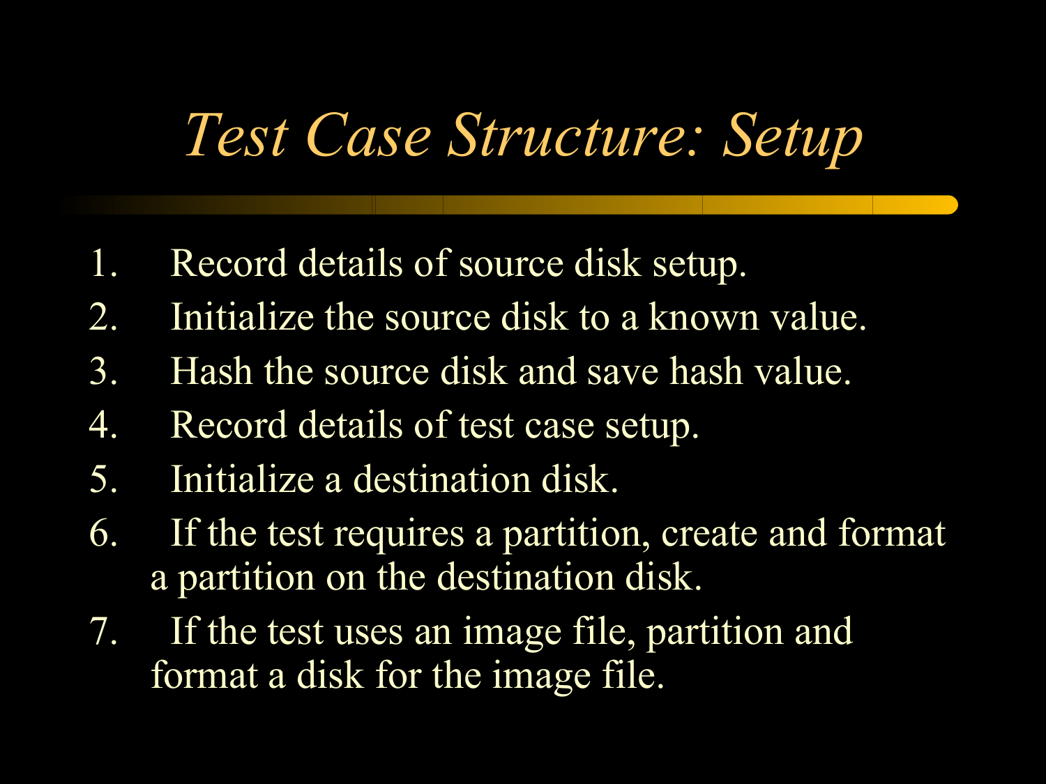# *Test Case Structure: Setup*

1. Record details of source disk setup.
2. Initialize the source disk to a known value.
3. Hash the source disk and save hash value.
4. Record details of test case setup.
5. Initialize a destination disk.
6. If the test requires a partition, create and format a partition on the destination disk.
7. If the test uses an image file, partition and format a disk for the image file.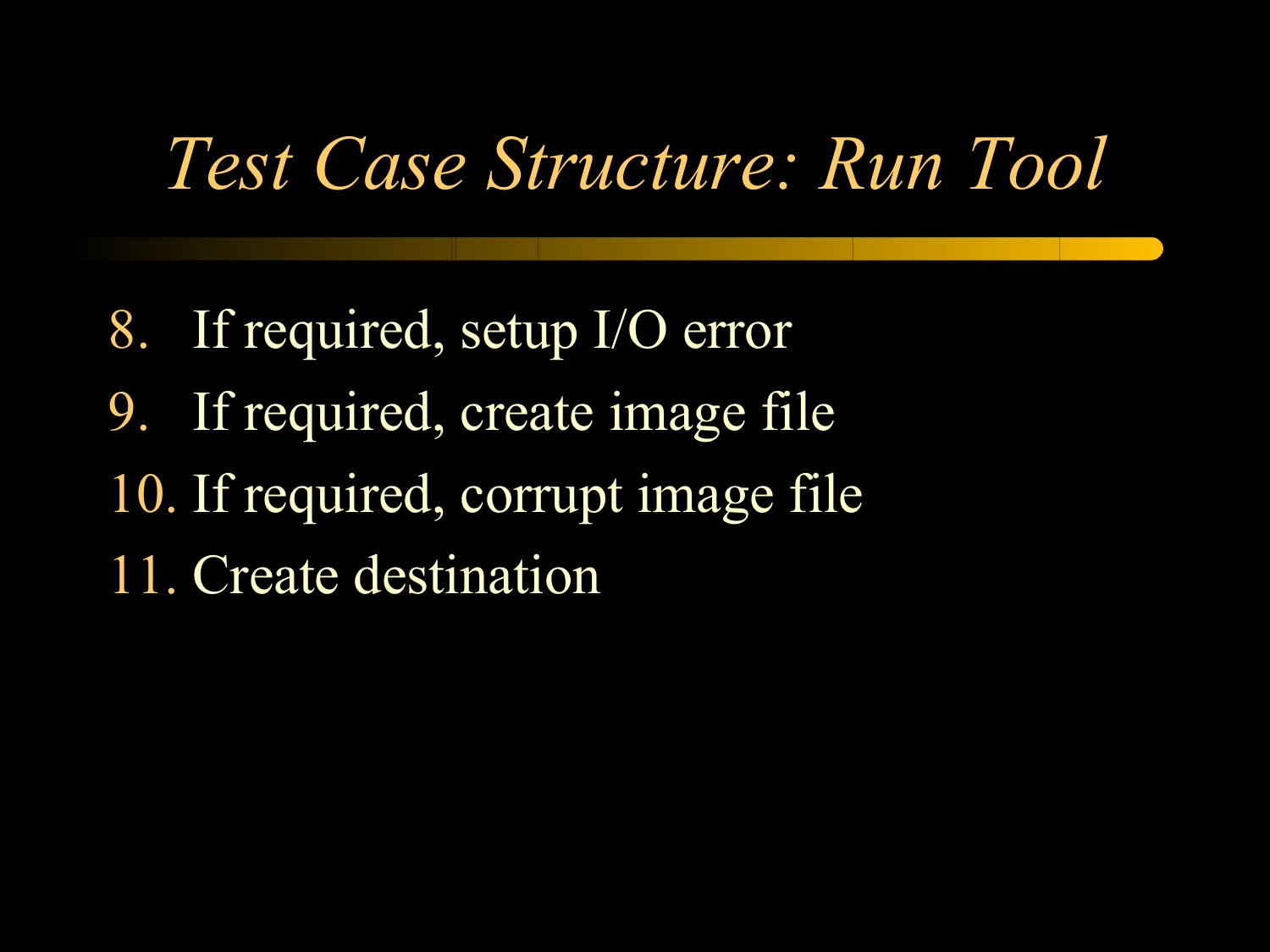# *Test Case Structure: Run Tool*

8. If required, setup I/O error
9. If required, create image file
10. If required, corrupt image file
11. Create destination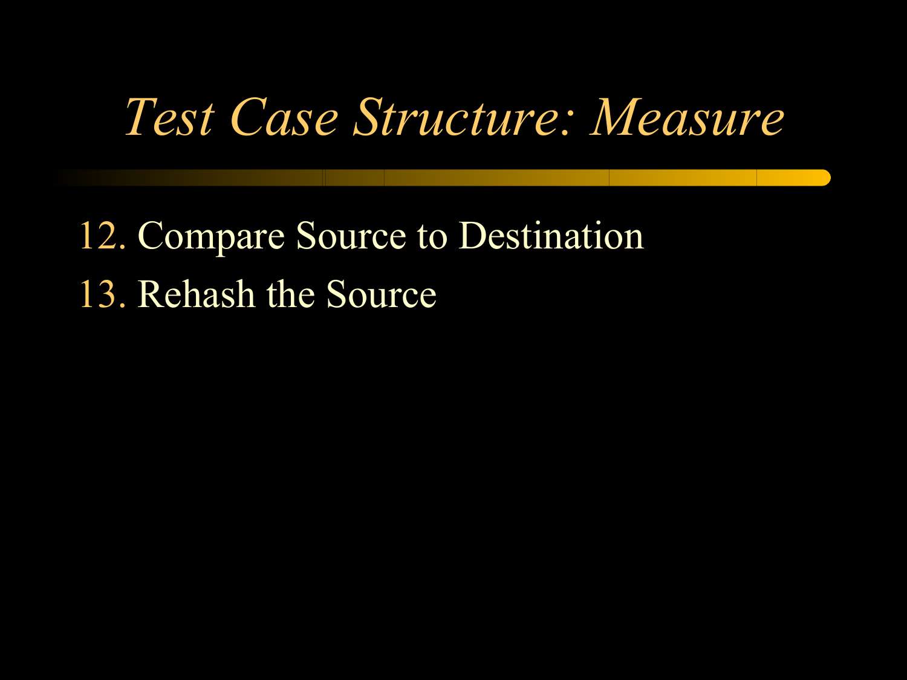# *Test Case Structure: Measure*

12. Compare Source to Destination
13. Rehash the Source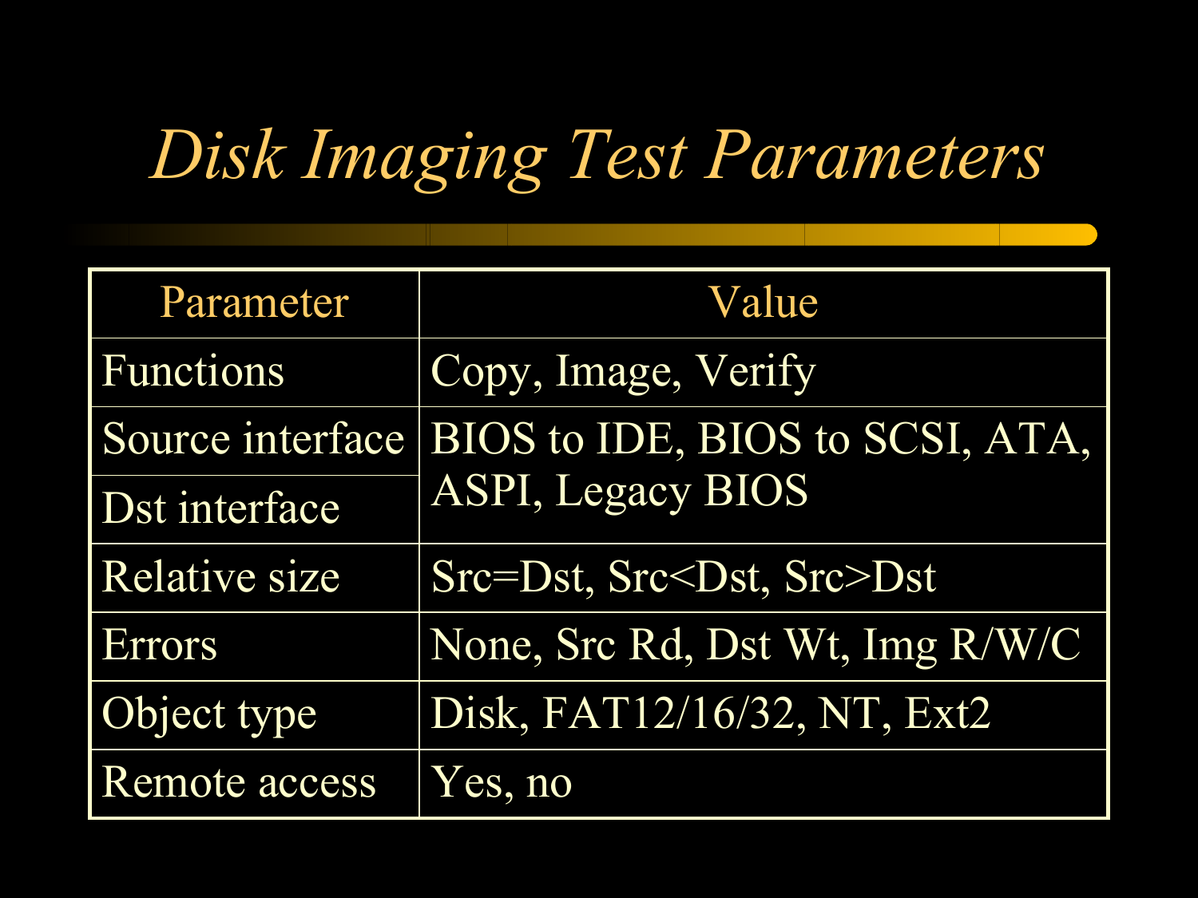# *Disk Imaging Test Parameters*

| Parameter | Value |
| --- | --- |
| Functions | Copy, Image, Verify |
| Source interface | BIOS to IDE, BIOS to SCSI, ATA, ASPI, Legacy BIOS |
| Dst interface | |
| Relative size | Src=Dst, Src<Dst, Src>Dst |
| Errors | None, Src Rd, Dst Wt, Img R/W/C |
| Object type | Disk, FAT12/16/32, NT, Ext2 |
| Remote access | Yes, no |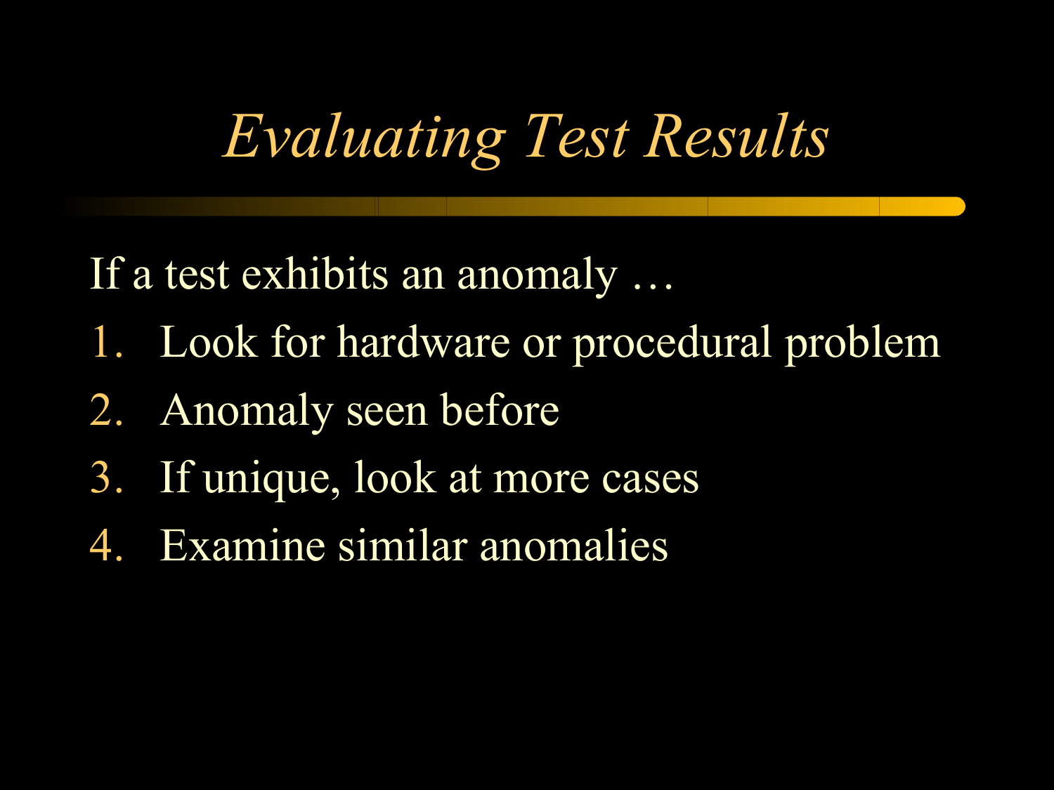# *Evaluating Test Results*

If a test exhibits an anomaly …

1. Look for hardware or procedural problem
2. Anomaly seen before
3. If unique, look at more cases
4. Examine similar anomalies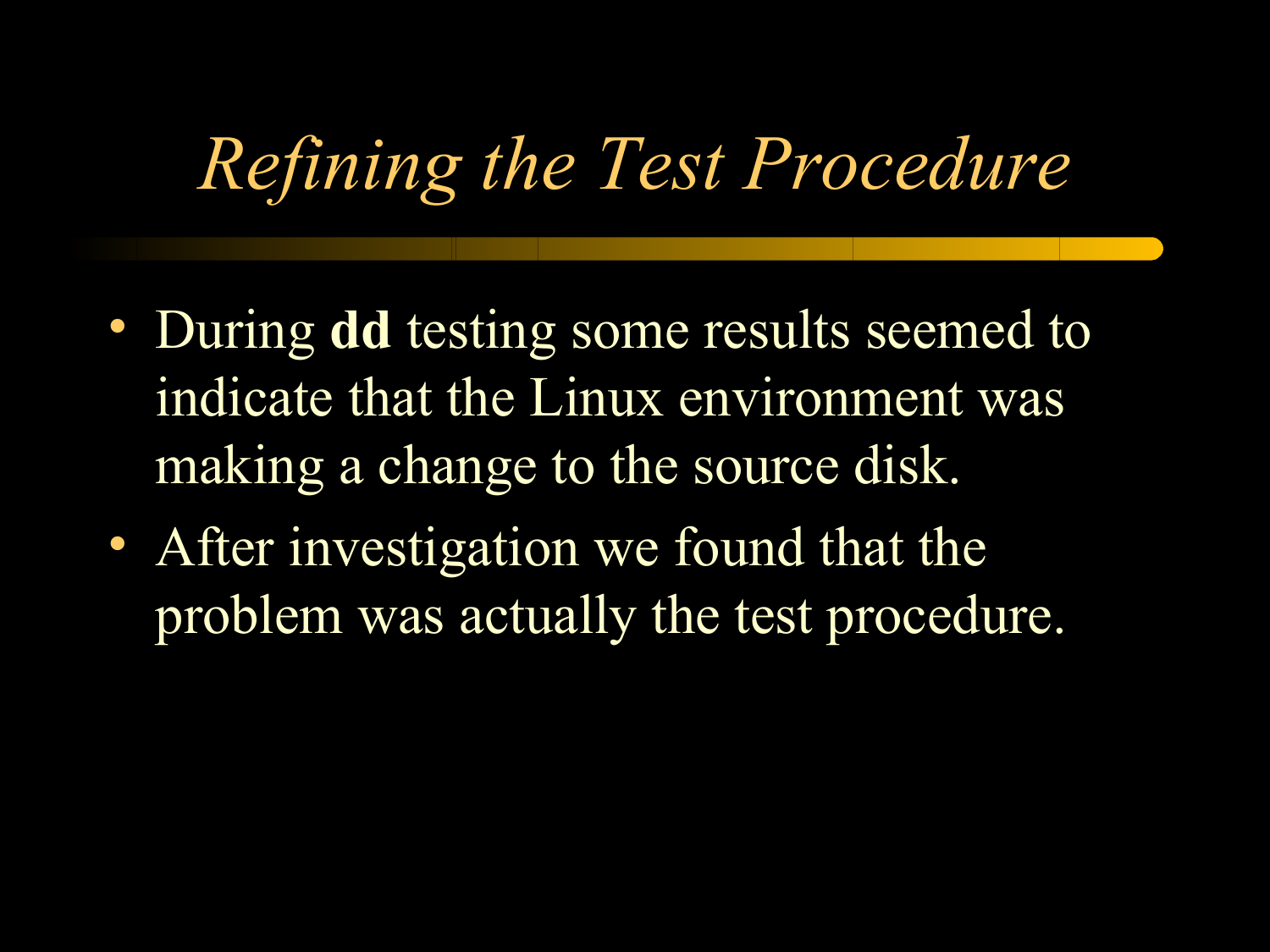# *Refining the Test Procedure*

- During **dd** testing some results seemed to indicate that the Linux environment was making a change to the source disk.
- After investigation we found that the problem was actually the test procedure.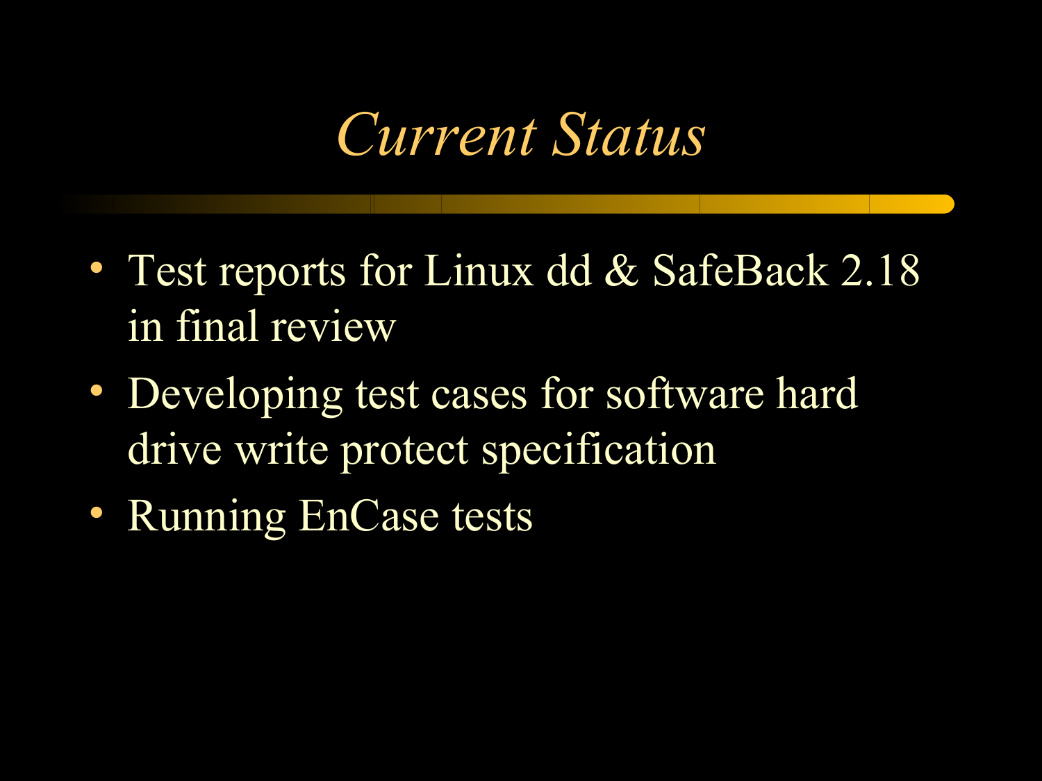# *Current Status*

- Test reports for Linux dd & SafeBack 2.18 in final review
- Developing test cases for software hard drive write protect specification
- Running EnCase tests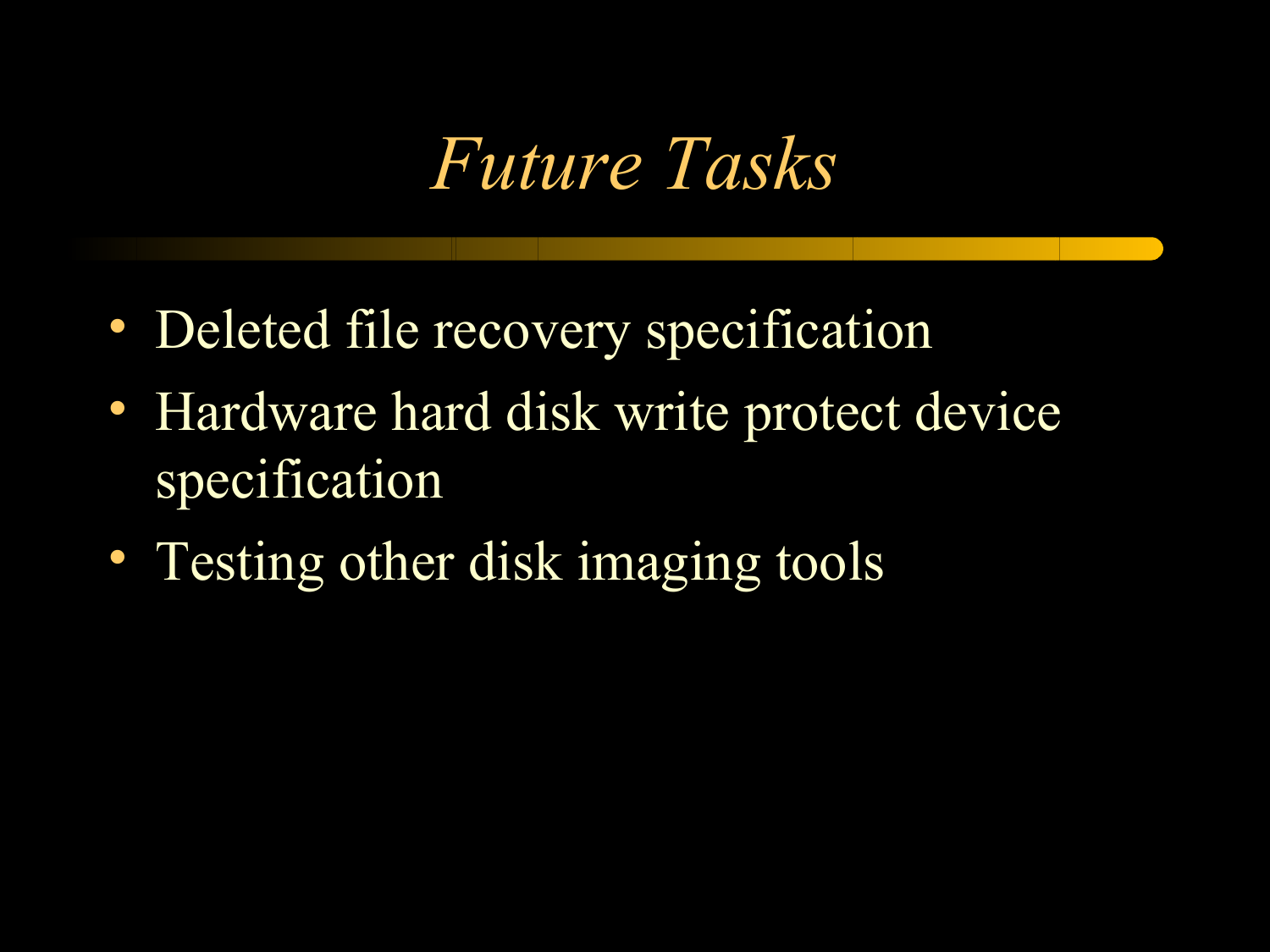# *Future Tasks*

- Deleted file recovery specification
- Hardware hard disk write protect device specification
- Testing other disk imaging tools